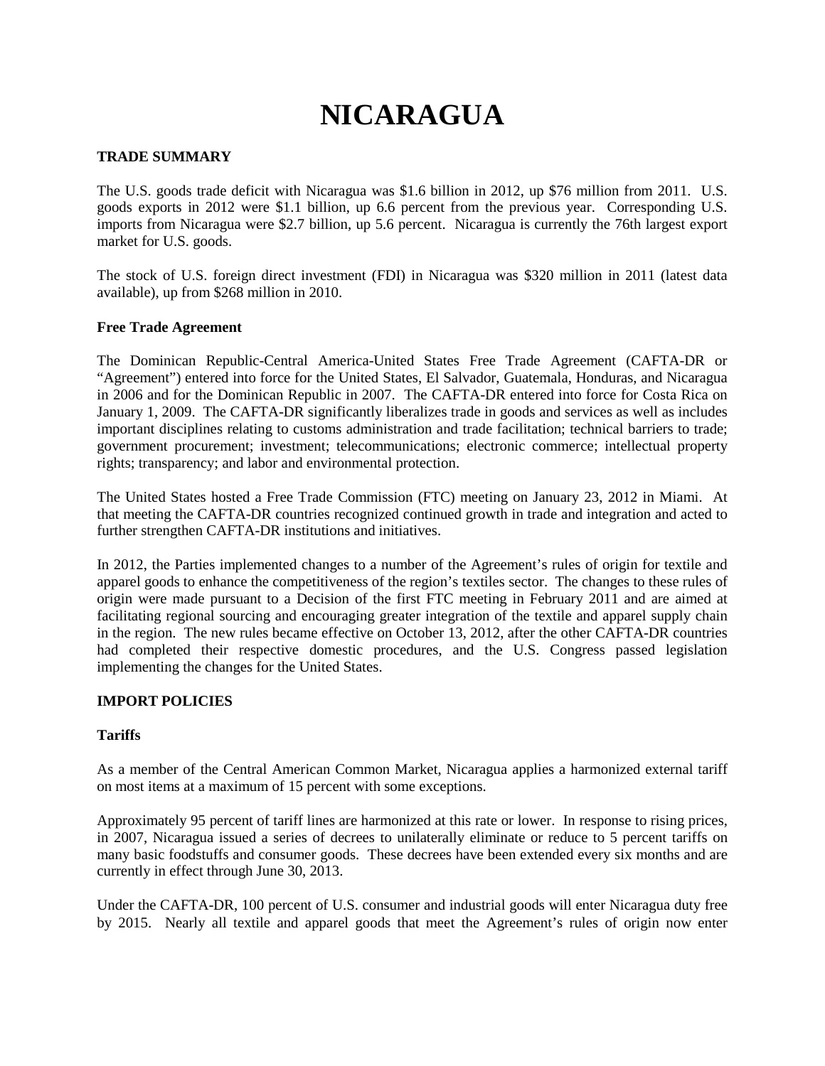# NICARAGUA

## TRADE SUMMARY

The U.S. goods trade deficit with Nicaragua was $1.6 billion in 2012, up $76 million from 2011. U.S. goods exports in 2012 were $1.1 billion, up 6.6 percent from the previous year. Corresponding U.S. imports from Nicaragua were $2.7 billion, up 5.6 percent. Nicaragua is currently the 76th largest export market for U.S. goods.

The stock of U.S. foreign direct investment (FDI) in Nicaragua was $320 million in 2011 (latest data available), up from $268 million in 2010.

### Free Trade Agreement

The Dominican Republic-Central America-United States Free Trade Agreement (CAFTA-DR or "Agreement") entered into force for the United States, El Salvador, Guatemala, Honduras, and Nicaragua in 2006 and for the Dominican Republic in 2007. The CAFTA-DR entered into force for Costa Rica on January 1, 2009. The CAFTA-DR significantly liberalizes trade in goods and services as well as includes important disciplines relating to customs administration and trade facilitation; technical barriers to trade; government procurement; investment; telecommunications; electronic commerce; intellectual property rights; transparency; and labor and environmental protection.

The United States hosted a Free Trade Commission (FTC) meeting on January 23, 2012 in Miami. At that meeting the CAFTA-DR countries recognized continued growth in trade and integration and acted to further strengthen CAFTA-DR institutions and initiatives.

In 2012, the Parties implemented changes to a number of the Agreement's rules of origin for textile and apparel goods to enhance the competitiveness of the region's textiles sector. The changes to these rules of origin were made pursuant to a Decision of the first FTC meeting in February 2011 and are aimed at facilitating regional sourcing and encouraging greater integration of the textile and apparel supply chain in the region. The new rules became effective on October 13, 2012, after the other CAFTA-DR countries had completed their respective domestic procedures, and the U.S. Congress passed legislation implementing the changes for the United States.

## IMPORT POLICIES

### Tariffs

As a member of the Central American Common Market, Nicaragua applies a harmonized external tariff on most items at a maximum of 15 percent with some exceptions.

Approximately 95 percent of tariff lines are harmonized at this rate or lower. In response to rising prices, in 2007, Nicaragua issued a series of decrees to unilaterally eliminate or reduce to 5 percent tariffs on many basic foodstuffs and consumer goods. These decrees have been extended every six months and are currently in effect through June 30, 2013.

Under the CAFTA-DR, 100 percent of U.S. consumer and industrial goods will enter Nicaragua duty free by 2015. Nearly all textile and apparel goods that meet the Agreement's rules of origin now enter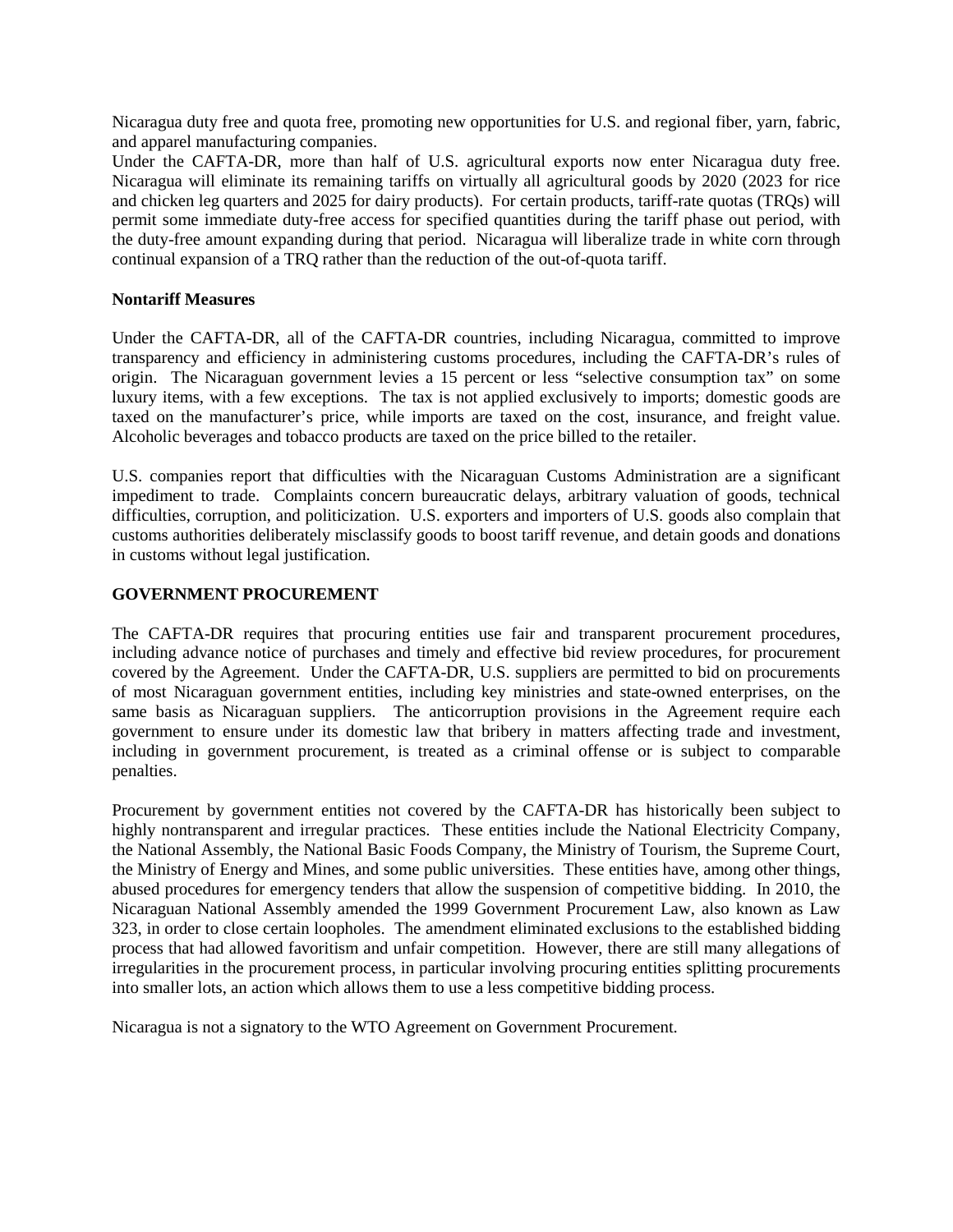Nicaragua duty free and quota free, promoting new opportunities for U.S. and regional fiber, yarn, fabric, and apparel manufacturing companies.

Under the CAFTA-DR, more than half of U.S. agricultural exports now enter Nicaragua duty free. Nicaragua will eliminate its remaining tariffs on virtually all agricultural goods by 2020 (2023 for rice and chicken leg quarters and 2025 for dairy products). For certain products, tariff-rate quotas (TRQs) will permit some immediate duty-free access for specified quantities during the tariff phase out period, with the duty-free amount expanding during that period. Nicaragua will liberalize trade in white corn through continual expansion of a TRQ rather than the reduction of the out-of-quota tariff.

**Nontariff Measures**

Under the CAFTA-DR, all of the CAFTA-DR countries, including Nicaragua, committed to improve transparency and efficiency in administering customs procedures, including the CAFTA-DR's rules of origin. The Nicaraguan government levies a 15 percent or less "selective consumption tax" on some luxury items, with a few exceptions. The tax is not applied exclusively to imports; domestic goods are taxed on the manufacturer's price, while imports are taxed on the cost, insurance, and freight value. Alcoholic beverages and tobacco products are taxed on the price billed to the retailer.

U.S. companies report that difficulties with the Nicaraguan Customs Administration are a significant impediment to trade. Complaints concern bureaucratic delays, arbitrary valuation of goods, technical difficulties, corruption, and politicization. U.S. exporters and importers of U.S. goods also complain that customs authorities deliberately misclassify goods to boost tariff revenue, and detain goods and donations in customs without legal justification.

## GOVERNMENT PROCUREMENT

The CAFTA-DR requires that procuring entities use fair and transparent procurement procedures, including advance notice of purchases and timely and effective bid review procedures, for procurement covered by the Agreement. Under the CAFTA-DR, U.S. suppliers are permitted to bid on procurements of most Nicaraguan government entities, including key ministries and state-owned enterprises, on the same basis as Nicaraguan suppliers. The anticorruption provisions in the Agreement require each government to ensure under its domestic law that bribery in matters affecting trade and investment, including in government procurement, is treated as a criminal offense or is subject to comparable penalties.

Procurement by government entities not covered by the CAFTA-DR has historically been subject to highly nontransparent and irregular practices. These entities include the National Electricity Company, the National Assembly, the National Basic Foods Company, the Ministry of Tourism, the Supreme Court, the Ministry of Energy and Mines, and some public universities. These entities have, among other things, abused procedures for emergency tenders that allow the suspension of competitive bidding. In 2010, the Nicaraguan National Assembly amended the 1999 Government Procurement Law, also known as Law 323, in order to close certain loopholes. The amendment eliminated exclusions to the established bidding process that had allowed favoritism and unfair competition. However, there are still many allegations of irregularities in the procurement process, in particular involving procuring entities splitting procurements into smaller lots, an action which allows them to use a less competitive bidding process.

Nicaragua is not a signatory to the WTO Agreement on Government Procurement.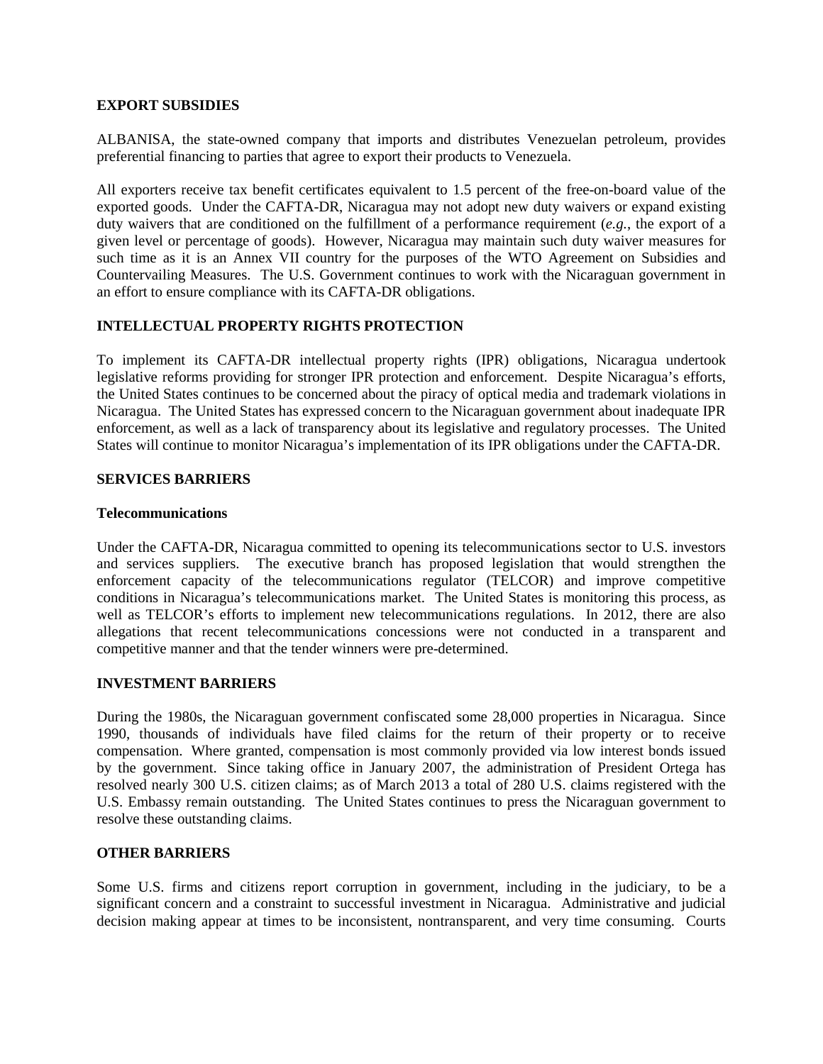## EXPORT SUBSIDIES

ALBANISA, the state-owned company that imports and distributes Venezuelan petroleum, provides preferential financing to parties that agree to export their products to Venezuela.

All exporters receive tax benefit certificates equivalent to 1.5 percent of the free-on-board value of the exported goods. Under the CAFTA-DR, Nicaragua may not adopt new duty waivers or expand existing duty waivers that are conditioned on the fulfillment of a performance requirement (*e.g.*, the export of a given level or percentage of goods). However, Nicaragua may maintain such duty waiver measures for such time as it is an Annex VII country for the purposes of the WTO Agreement on Subsidies and Countervailing Measures. The U.S. Government continues to work with the Nicaraguan government in an effort to ensure compliance with its CAFTA-DR obligations.

## INTELLECTUAL PROPERTY RIGHTS PROTECTION

To implement its CAFTA-DR intellectual property rights (IPR) obligations, Nicaragua undertook legislative reforms providing for stronger IPR protection and enforcement. Despite Nicaragua's efforts, the United States continues to be concerned about the piracy of optical media and trademark violations in Nicaragua. The United States has expressed concern to the Nicaraguan government about inadequate IPR enforcement, as well as a lack of transparency about its legislative and regulatory processes. The United States will continue to monitor Nicaragua's implementation of its IPR obligations under the CAFTA-DR.

## SERVICES BARRIERS

### Telecommunications

Under the CAFTA-DR, Nicaragua committed to opening its telecommunications sector to U.S. investors and services suppliers. The executive branch has proposed legislation that would strengthen the enforcement capacity of the telecommunications regulator (TELCOR) and improve competitive conditions in Nicaragua's telecommunications market. The United States is monitoring this process, as well as TELCOR's efforts to implement new telecommunications regulations. In 2012, there are also allegations that recent telecommunications concessions were not conducted in a transparent and competitive manner and that the tender winners were pre-determined.

## INVESTMENT BARRIERS

During the 1980s, the Nicaraguan government confiscated some 28,000 properties in Nicaragua. Since 1990, thousands of individuals have filed claims for the return of their property or to receive compensation. Where granted, compensation is most commonly provided via low interest bonds issued by the government. Since taking office in January 2007, the administration of President Ortega has resolved nearly 300 U.S. citizen claims; as of March 2013 a total of 280 U.S. claims registered with the U.S. Embassy remain outstanding. The United States continues to press the Nicaraguan government to resolve these outstanding claims.

## OTHER BARRIERS

Some U.S. firms and citizens report corruption in government, including in the judiciary, to be a significant concern and a constraint to successful investment in Nicaragua. Administrative and judicial decision making appear at times to be inconsistent, nontransparent, and very time consuming. Courts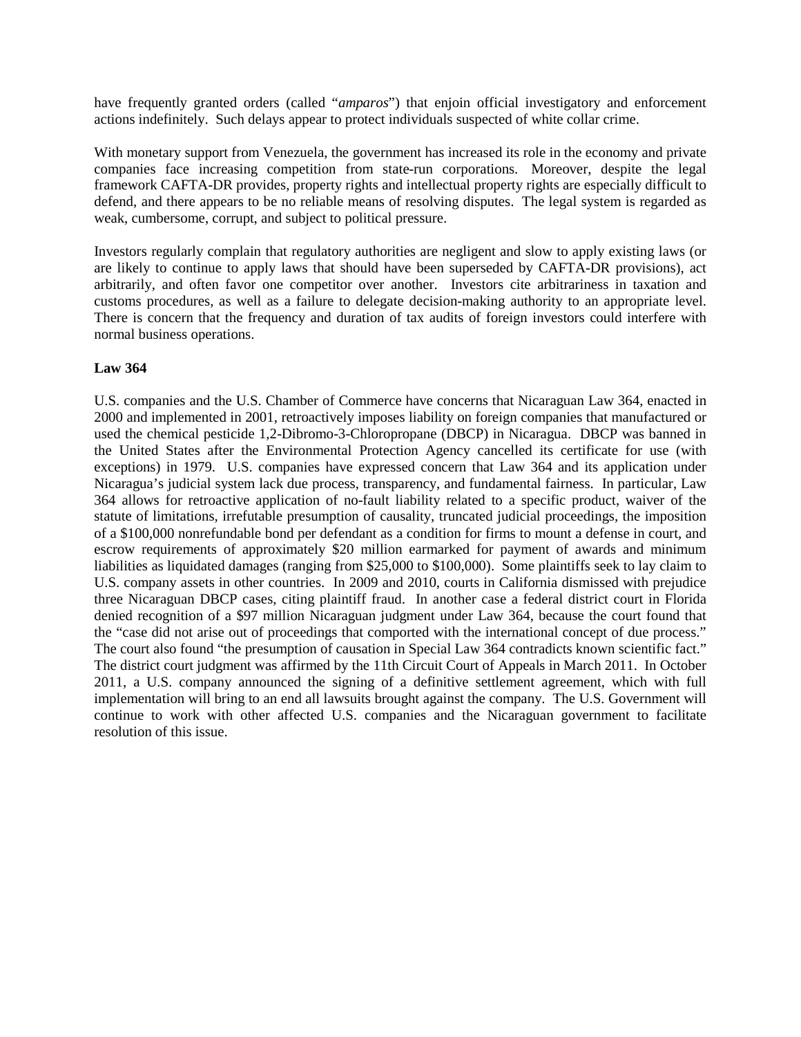have frequently granted orders (called "*amparos*") that enjoin official investigatory and enforcement actions indefinitely. Such delays appear to protect individuals suspected of white collar crime.

With monetary support from Venezuela, the government has increased its role in the economy and private companies face increasing competition from state-run corporations. Moreover, despite the legal framework CAFTA-DR provides, property rights and intellectual property rights are especially difficult to defend, and there appears to be no reliable means of resolving disputes. The legal system is regarded as weak, cumbersome, corrupt, and subject to political pressure.

Investors regularly complain that regulatory authorities are negligent and slow to apply existing laws (or are likely to continue to apply laws that should have been superseded by CAFTA-DR provisions), act arbitrarily, and often favor one competitor over another. Investors cite arbitrariness in taxation and customs procedures, as well as a failure to delegate decision-making authority to an appropriate level. There is concern that the frequency and duration of tax audits of foreign investors could interfere with normal business operations.

**Law 364**

U.S. companies and the U.S. Chamber of Commerce have concerns that Nicaraguan Law 364, enacted in 2000 and implemented in 2001, retroactively imposes liability on foreign companies that manufactured or used the chemical pesticide 1,2-Dibromo-3-Chloropropane (DBCP) in Nicaragua. DBCP was banned in the United States after the Environmental Protection Agency cancelled its certificate for use (with exceptions) in 1979. U.S. companies have expressed concern that Law 364 and its application under Nicaragua's judicial system lack due process, transparency, and fundamental fairness. In particular, Law 364 allows for retroactive application of no-fault liability related to a specific product, waiver of the statute of limitations, irrefutable presumption of causality, truncated judicial proceedings, the imposition of a $100,000 nonrefundable bond per defendant as a condition for firms to mount a defense in court, and escrow requirements of approximately $20 million earmarked for payment of awards and minimum liabilities as liquidated damages (ranging from $25,000 to $100,000). Some plaintiffs seek to lay claim to U.S. company assets in other countries. In 2009 and 2010, courts in California dismissed with prejudice three Nicaraguan DBCP cases, citing plaintiff fraud. In another case a federal district court in Florida denied recognition of a $97 million Nicaraguan judgment under Law 364, because the court found that the "case did not arise out of proceedings that comported with the international concept of due process." The court also found "the presumption of causation in Special Law 364 contradicts known scientific fact." The district court judgment was affirmed by the 11th Circuit Court of Appeals in March 2011. In October 2011, a U.S. company announced the signing of a definitive settlement agreement, which with full implementation will bring to an end all lawsuits brought against the company. The U.S. Government will continue to work with other affected U.S. companies and the Nicaraguan government to facilitate resolution of this issue.